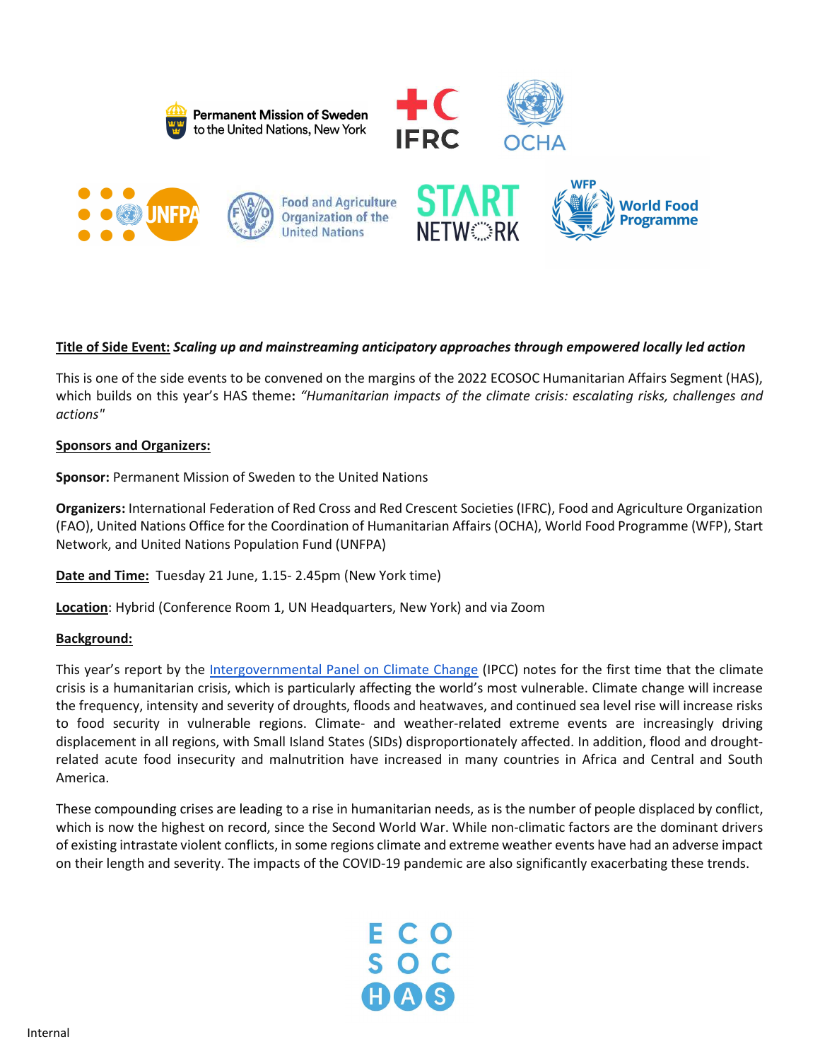Permanent Mission of Sweden to the United Nations, New York

**Title of Side Event:** ***Scaling up and mainstreaming anticipatory approaches through empowered locally led action***

This is one of the side events to be convened on the margins of the 2022 ECOSOC Humanitarian Affairs Segment (HAS), which builds on this year's HAS theme**:** *"Humanitarian impacts of the climate crisis: escalating risks, challenges and actions"*

**Sponsors and Organizers:**

**Sponsor:** Permanent Mission of Sweden to the United Nations

**Organizers:** International Federation of Red Cross and Red Crescent Societies (IFRC), Food and Agriculture Organization (FAO), United Nations Office for the Coordination of Humanitarian Affairs (OCHA), World Food Programme (WFP), Start Network, and United Nations Population Fund (UNFPA)

**Date and Time:** Tuesday 21 June, 1.15- 2.45pm (New York time)

**Location**: Hybrid (Conference Room 1, UN Headquarters, New York) and via Zoom

**Background:**

This year's report by the Intergovernmental Panel on Climate Change (IPCC) notes for the first time that the climate crisis is a humanitarian crisis, which is particularly affecting the world's most vulnerable. Climate change will increase the frequency, intensity and severity of droughts, floods and heatwaves, and continued sea level rise will increase risks to food security in vulnerable regions. Climate- and weather-related extreme events are increasingly driving displacement in all regions, with Small Island States (SIDs) disproportionately affected. In addition, flood and drought-related acute food insecurity and malnutrition have increased in many countries in Africa and Central and South America.

These compounding crises are leading to a rise in humanitarian needs, as is the number of people displaced by conflict, which is now the highest on record, since the Second World War. While non-climatic factors are the dominant drivers of existing intrastate violent conflicts, in some regions climate and extreme weather events have had an adverse impact on their length and severity. The impacts of the COVID-19 pandemic are also significantly exacerbating these trends.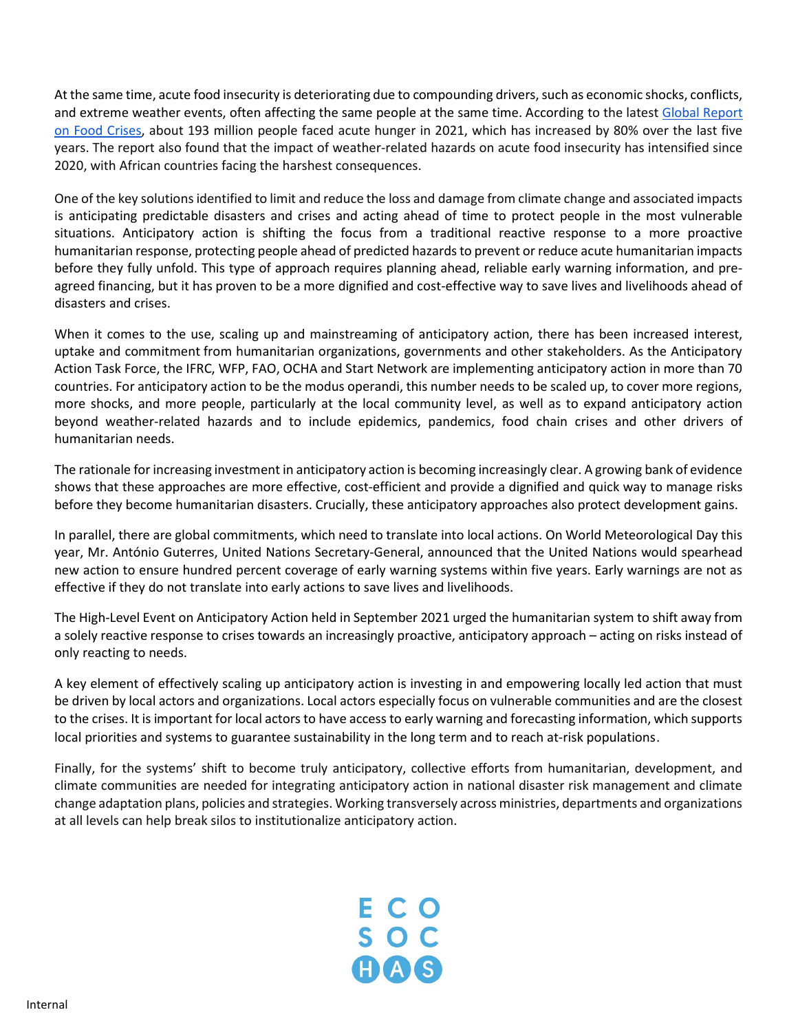At the same time, acute food insecurity is deteriorating due to compounding drivers, such as economic shocks, conflicts, and extreme weather events, often affecting the same people at the same time. According to the latest [Global Report on Food Crises](), about 193 million people faced acute hunger in 2021, which has increased by 80% over the last five years. The report also found that the impact of weather-related hazards on acute food insecurity has intensified since 2020, with African countries facing the harshest consequences.

One of the key solutions identified to limit and reduce the loss and damage from climate change and associated impacts is anticipating predictable disasters and crises and acting ahead of time to protect people in the most vulnerable situations. Anticipatory action is shifting the focus from a traditional reactive response to a more proactive humanitarian response, protecting people ahead of predicted hazards to prevent or reduce acute humanitarian impacts before they fully unfold. This type of approach requires planning ahead, reliable early warning information, and pre-agreed financing, but it has proven to be a more dignified and cost-effective way to save lives and livelihoods ahead of disasters and crises.

When it comes to the use, scaling up and mainstreaming of anticipatory action, there has been increased interest, uptake and commitment from humanitarian organizations, governments and other stakeholders. As the Anticipatory Action Task Force, the IFRC, WFP, FAO, OCHA and Start Network are implementing anticipatory action in more than 70 countries. For anticipatory action to be the modus operandi, this number needs to be scaled up, to cover more regions, more shocks, and more people, particularly at the local community level, as well as to expand anticipatory action beyond weather-related hazards and to include epidemics, pandemics, food chain crises and other drivers of humanitarian needs.

The rationale for increasing investment in anticipatory action is becoming increasingly clear. A growing bank of evidence shows that these approaches are more effective, cost-efficient and provide a dignified and quick way to manage risks before they become humanitarian disasters. Crucially, these anticipatory approaches also protect development gains.

In parallel, there are global commitments, which need to translate into local actions. On World Meteorological Day this year, Mr. António Guterres, United Nations Secretary-General, announced that the United Nations would spearhead new action to ensure hundred percent coverage of early warning systems within five years. Early warnings are not as effective if they do not translate into early actions to save lives and livelihoods.

The High-Level Event on Anticipatory Action held in September 2021 urged the humanitarian system to shift away from a solely reactive response to crises towards an increasingly proactive, anticipatory approach – acting on risks instead of only reacting to needs.

A key element of effectively scaling up anticipatory action is investing in and empowering locally led action that must be driven by local actors and organizations. Local actors especially focus on vulnerable communities and are the closest to the crises. It is important for local actors to have access to early warning and forecasting information, which supports local priorities and systems to guarantee sustainability in the long term and to reach at-risk populations.

Finally, for the systems' shift to become truly anticipatory, collective efforts from humanitarian, development, and climate communities are needed for integrating anticipatory action in national disaster risk management and climate change adaptation plans, policies and strategies. Working transversely across ministries, departments and organizations at all levels can help break silos to institutionalize anticipatory action.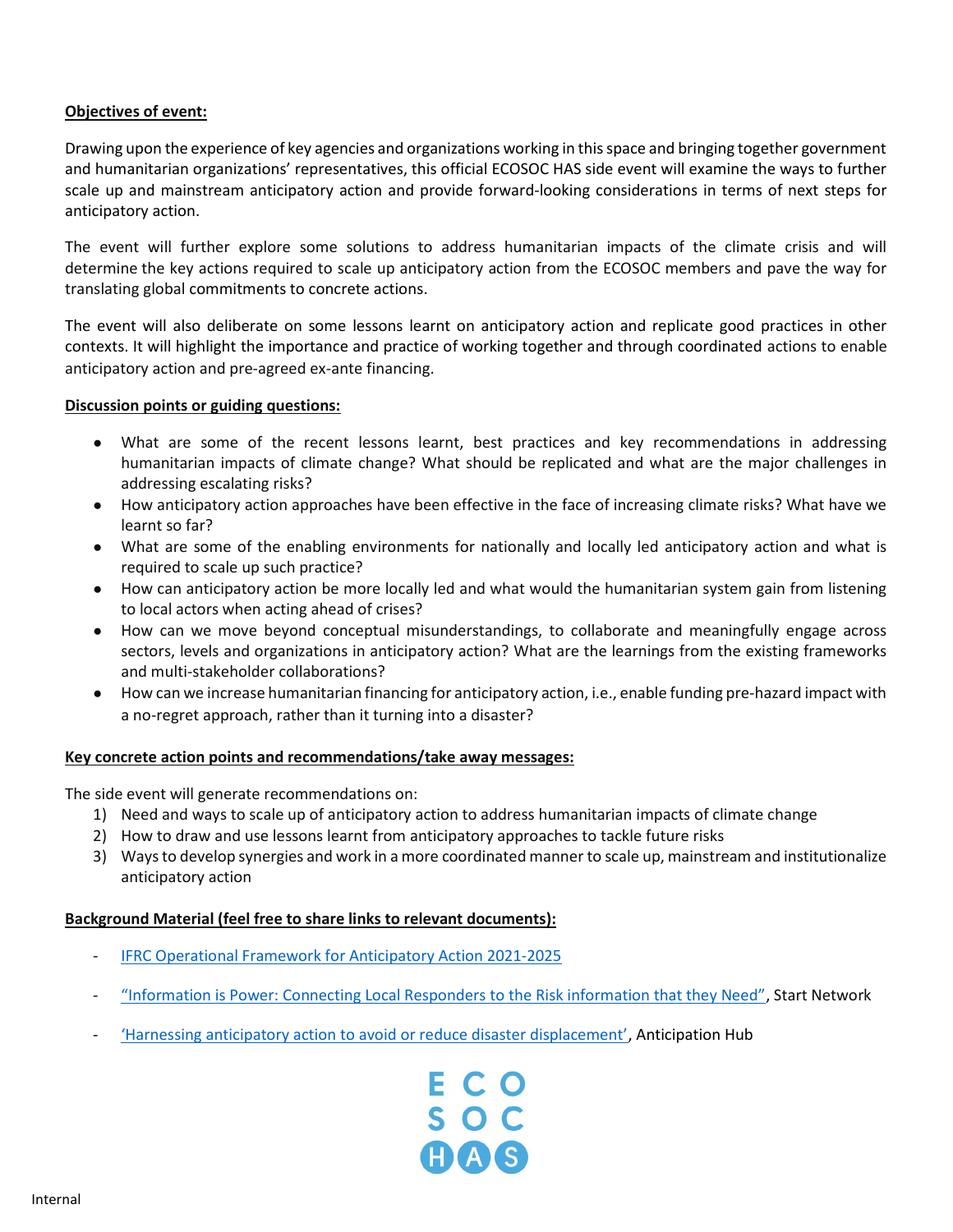**Objectives of event:**

Drawing upon the experience of key agencies and organizations working in this space and bringing together government and humanitarian organizations' representatives, this official ECOSOC HAS side event will examine the ways to further scale up and mainstream anticipatory action and provide forward-looking considerations in terms of next steps for anticipatory action.

The event will further explore some solutions to address humanitarian impacts of the climate crisis and will determine the key actions required to scale up anticipatory action from the ECOSOC members and pave the way for translating global commitments to concrete actions.

The event will also deliberate on some lessons learnt on anticipatory action and replicate good practices in other contexts. It will highlight the importance and practice of working together and through coordinated actions to enable anticipatory action and pre-agreed ex-ante financing.

**Discussion points or guiding questions:**

- What are some of the recent lessons learnt, best practices and key recommendations in addressing humanitarian impacts of climate change? What should be replicated and what are the major challenges in addressing escalating risks?
- How anticipatory action approaches have been effective in the face of increasing climate risks? What have we learnt so far?
- What are some of the enabling environments for nationally and locally led anticipatory action and what is required to scale up such practice?
- How can anticipatory action be more locally led and what would the humanitarian system gain from listening to local actors when acting ahead of crises?
- How can we move beyond conceptual misunderstandings, to collaborate and meaningfully engage across sectors, levels and organizations in anticipatory action? What are the learnings from the existing frameworks and multi-stakeholder collaborations?
- How can we increase humanitarian financing for anticipatory action, i.e., enable funding pre-hazard impact with a no-regret approach, rather than it turning into a disaster?

**Key concrete action points and recommendations/take away messages:**

The side event will generate recommendations on:

1) Need and ways to scale up of anticipatory action to address humanitarian impacts of climate change
2) How to draw and use lessons learnt from anticipatory approaches to tackle future risks
3) Ways to develop synergies and work in a more coordinated manner to scale up, mainstream and institutionalize anticipatory action

**Background Material (feel free to share links to relevant documents):**

- IFRC Operational Framework for Anticipatory Action 2021-2025
- "Information is Power: Connecting Local Responders to the Risk information that they Need", Start Network
- 'Harnessing anticipatory action to avoid or reduce disaster displacement', Anticipation Hub

ECO
SOC
HAS

Internal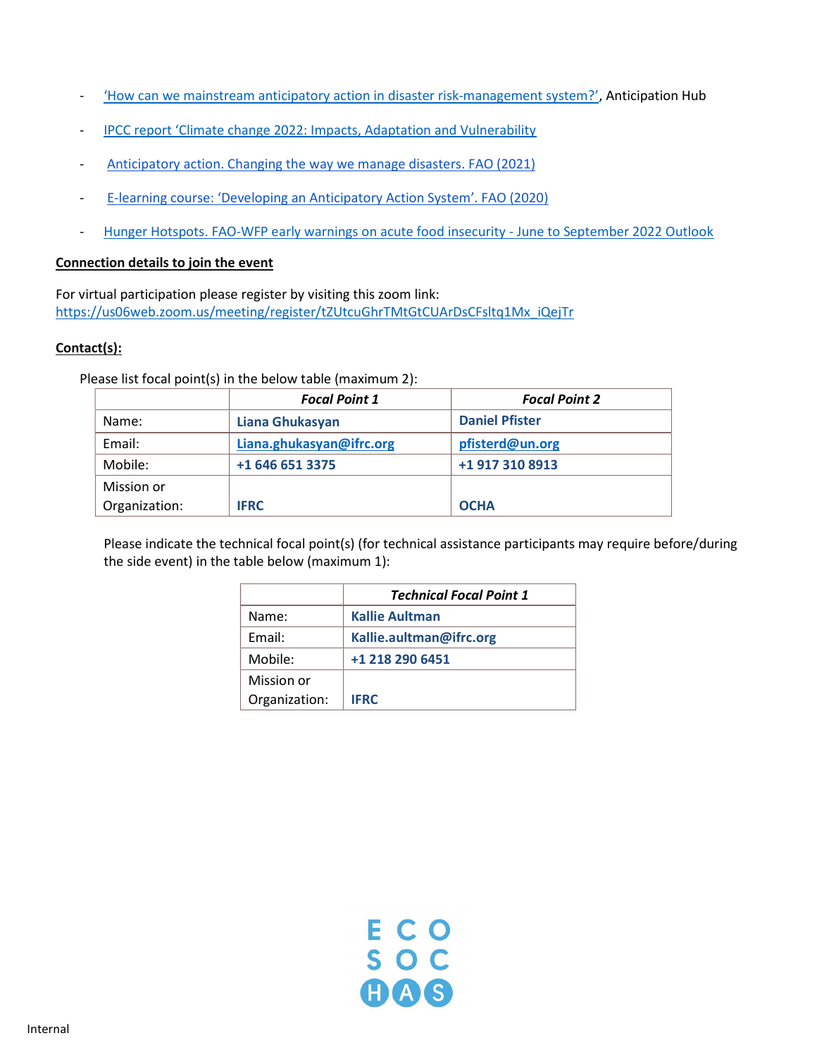- 'How can we mainstream anticipatory action in disaster risk-management system?', Anticipation Hub
- IPCC report 'Climate change 2022: Impacts, Adaptation and Vulnerability
- Anticipatory action. Changing the way we manage disasters. FAO (2021)
- E-learning course: 'Developing an Anticipatory Action System'. FAO (2020)
- Hunger Hotspots. FAO-WFP early warnings on acute food insecurity - June to September 2022 Outlook

**Connection details to join the event**

For virtual participation please register by visiting this zoom link:
https://us06web.zoom.us/meeting/register/tZUtcuGhrTMtGtCUArDsCFsltq1Mx_iQejTr

**Contact(s):**

Please list focal point(s) in the below table (maximum 2):

| | ***Focal Point 1*** | ***Focal Point 2*** |
|---|---|---|
| Name: | **Liana Ghukasyan** | **Daniel Pfister** |
| Email: | **Liana.ghukasyan@ifrc.org** | **pfisterd@un.org** |
| Mobile: | **+1 646 651 3375** | **+1 917 310 8913** |
| Mission or Organization: | **IFRC** | **OCHA** |

Please indicate the technical focal point(s) (for technical assistance participants may require before/during the side event) in the table below (maximum 1):

| | ***Technical Focal Point 1*** |
|---|---|
| Name: | **Kallie Aultman** |
| Email: | **Kallie.aultman@ifrc.org** |
| Mobile: | **+1 218 290 6451** |
| Mission or Organization: | **IFRC** |

ECO
SOC
HAS

Internal